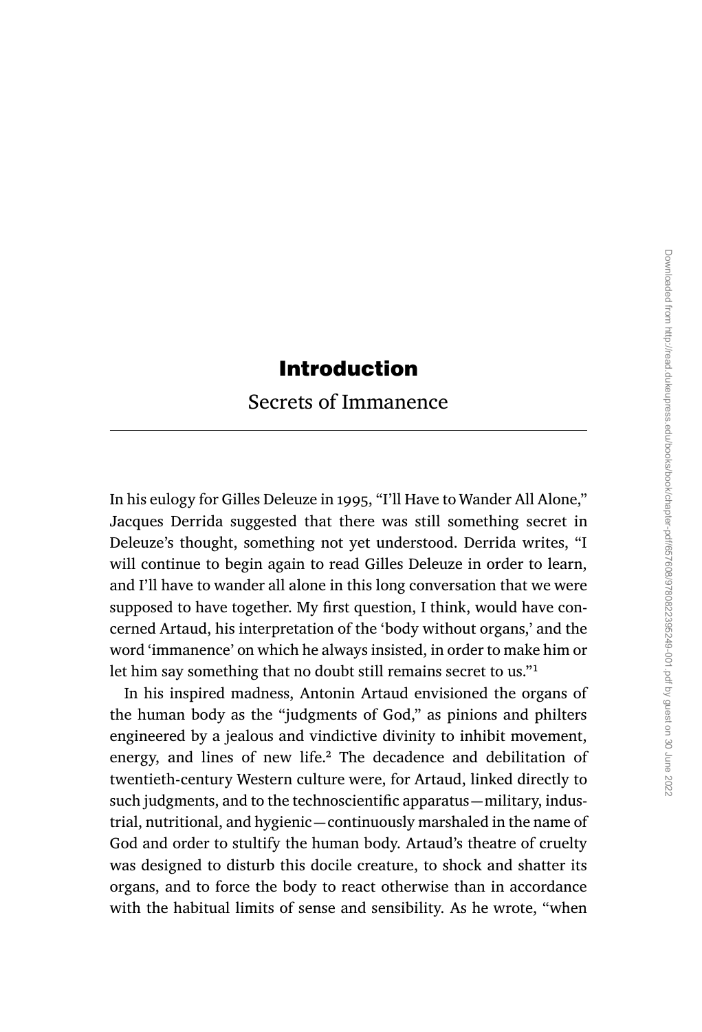# Introduction

## Secrets of Immanence

In his eulogy for Gilles Deleuze in 1995, "I'll Have to Wander All Alone," Jacques Derrida suggested that there was still something secret in Deleuze's thought, something not yet understood. Derrida writes, "I will continue to begin again to read Gilles Deleuze in order to learn, and I'll have to wander all alone in this long conversation that we were supposed to have together. My first question, I think, would have concerned Artaud, his interpretation of the 'body without organs,' and the word 'immanence' on which he always insisted, in order to make him or let him say something that no doubt still remains secret to us."[1]

In his inspired madness, Antonin Artaud envisioned the organs of the human body as the "judgments of God," as pinions and philters engineered by a jealous and vindictive divinity to inhibit movement, energy, and lines of new life.[2] The decadence and debilitation of twentieth-century Western culture were, for Artaud, linked directly to such judgments, and to the technoscientific apparatus—military, industrial, nutritional, and hygienic—continuously marshaled in the name of God and order to stultify the human body. Artaud's theatre of cruelty was designed to disturb this docile creature, to shock and shatter its organs, and to force the body to react otherwise than in accordance with the habitual limits of sense and sensibility. As he wrote, "when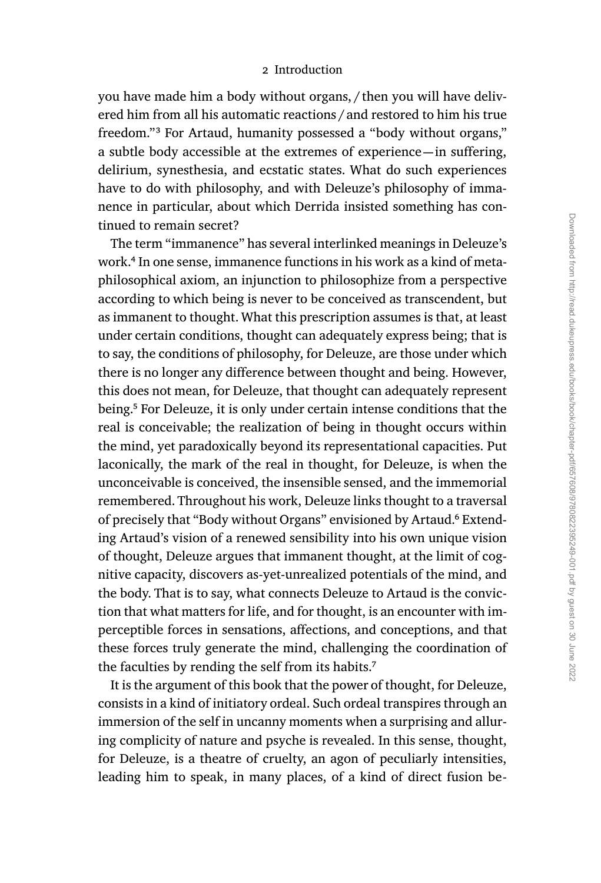you have made him a body without organs, / then you will have delivered him from all his automatic reactions / and restored to him his true freedom."[3] For Artaud, humanity possessed a "body without organs," a subtle body accessible at the extremes of experience—in suffering, delirium, synesthesia, and ecstatic states. What do such experiences have to do with philosophy, and with Deleuze's philosophy of immanence in particular, about which Derrida insisted something has continued to remain secret?

The term "immanence" has several interlinked meanings in Deleuze's work.[4] In one sense, immanence functions in his work as a kind of metaphilosophical axiom, an injunction to philosophize from a perspective according to which being is never to be conceived as transcendent, but as immanent to thought. What this prescription assumes is that, at least under certain conditions, thought can adequately express being; that is to say, the conditions of philosophy, for Deleuze, are those under which there is no longer any difference between thought and being. However, this does not mean, for Deleuze, that thought can adequately represent being.[5] For Deleuze, it is only under certain intense conditions that the real is conceivable; the realization of being in thought occurs within the mind, yet paradoxically beyond its representational capacities. Put laconically, the mark of the real in thought, for Deleuze, is when the unconceivable is conceived, the insensible sensed, and the immemorial remembered. Throughout his work, Deleuze links thought to a traversal of precisely that "Body without Organs" envisioned by Artaud.[6] Extending Artaud's vision of a renewed sensibility into his own unique vision of thought, Deleuze argues that immanent thought, at the limit of cognitive capacity, discovers as-yet-unrealized potentials of the mind, and the body. That is to say, what connects Deleuze to Artaud is the conviction that what matters for life, and for thought, is an encounter with imperceptible forces in sensations, affections, and conceptions, and that these forces truly generate the mind, challenging the coordination of the faculties by rending the self from its habits.[7]

It is the argument of this book that the power of thought, for Deleuze, consists in a kind of initiatory ordeal. Such ordeal transpires through an immersion of the self in uncanny moments when a surprising and alluring complicity of nature and psyche is revealed. In this sense, thought, for Deleuze, is a theatre of cruelty, an agon of peculiarly intensities, leading him to speak, in many places, of a kind of direct fusion be-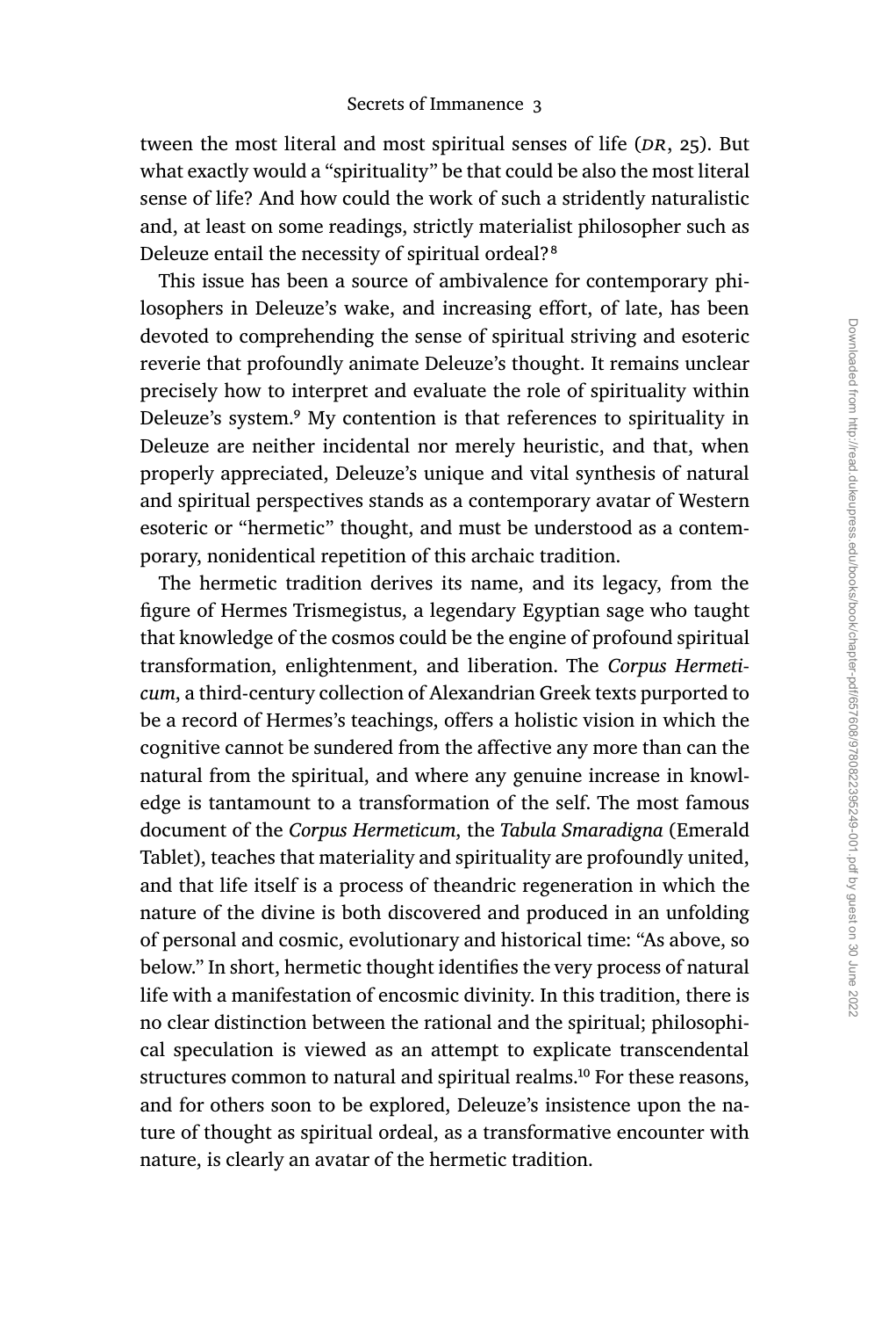tween the most literal and most spiritual senses of life (*DR*, 25). But what exactly would a "spirituality" be that could be also the most literal sense of life? And how could the work of such a stridently naturalistic and, at least on some readings, strictly materialist philosopher such as Deleuze entail the necessity of spiritual ordeal?[8]

This issue has been a source of ambivalence for contemporary philosophers in Deleuze's wake, and increasing effort, of late, has been devoted to comprehending the sense of spiritual striving and esoteric reverie that profoundly animate Deleuze's thought. It remains unclear precisely how to interpret and evaluate the role of spirituality within Deleuze's system.[9] My contention is that references to spirituality in Deleuze are neither incidental nor merely heuristic, and that, when properly appreciated, Deleuze's unique and vital synthesis of natural and spiritual perspectives stands as a contemporary avatar of Western esoteric or "hermetic" thought, and must be understood as a contemporary, nonidentical repetition of this archaic tradition.

The hermetic tradition derives its name, and its legacy, from the figure of Hermes Trismegistus, a legendary Egyptian sage who taught that knowledge of the cosmos could be the engine of profound spiritual transformation, enlightenment, and liberation. The *Corpus Hermeticum*, a third-century collection of Alexandrian Greek texts purported to be a record of Hermes's teachings, offers a holistic vision in which the cognitive cannot be sundered from the affective any more than can the natural from the spiritual, and where any genuine increase in knowledge is tantamount to a transformation of the self. The most famous document of the *Corpus Hermeticum*, the *Tabula Smaradigna* (Emerald Tablet), teaches that materiality and spirituality are profoundly united, and that life itself is a process of theandric regeneration in which the nature of the divine is both discovered and produced in an unfolding of personal and cosmic, evolutionary and historical time: "As above, so below." In short, hermetic thought identifies the very process of natural life with a manifestation of encosmic divinity. In this tradition, there is no clear distinction between the rational and the spiritual; philosophical speculation is viewed as an attempt to explicate transcendental structures common to natural and spiritual realms.[10] For these reasons, and for others soon to be explored, Deleuze's insistence upon the nature of thought as spiritual ordeal, as a transformative encounter with nature, is clearly an avatar of the hermetic tradition.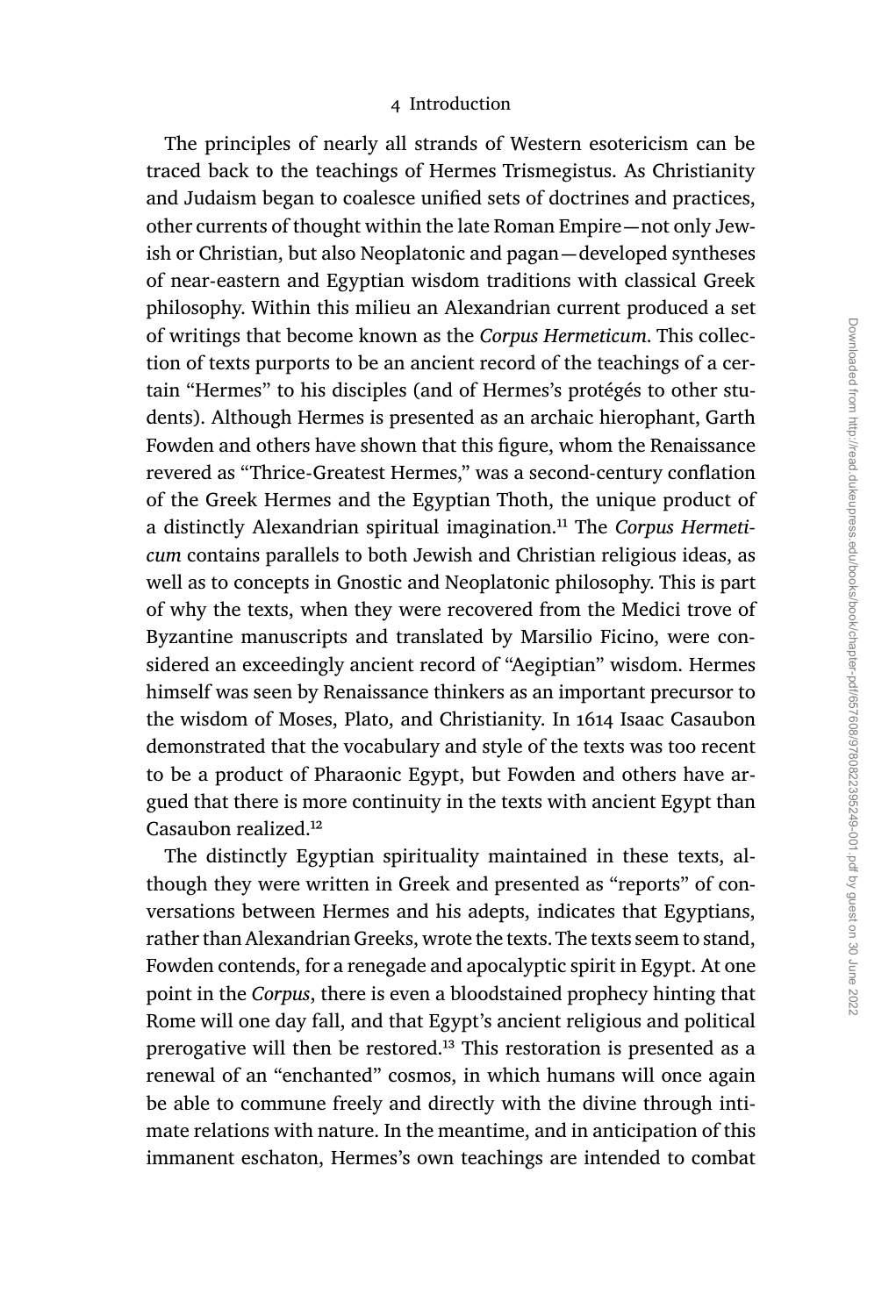The principles of nearly all strands of Western esotericism can be traced back to the teachings of Hermes Trismegistus. As Christianity and Judaism began to coalesce unified sets of doctrines and practices, other currents of thought within the late Roman Empire—not only Jewish or Christian, but also Neoplatonic and pagan—developed syntheses of near-eastern and Egyptian wisdom traditions with classical Greek philosophy. Within this milieu an Alexandrian current produced a set of writings that become known as the *Corpus Hermeticum*. This collection of texts purports to be an ancient record of the teachings of a certain "Hermes" to his disciples (and of Hermes's protégés to other students). Although Hermes is presented as an archaic hierophant, Garth Fowden and others have shown that this figure, whom the Renaissance revered as "Thrice-Greatest Hermes," was a second-century conflation of the Greek Hermes and the Egyptian Thoth, the unique product of a distinctly Alexandrian spiritual imagination.[11] The *Corpus Hermeticum* contains parallels to both Jewish and Christian religious ideas, as well as to concepts in Gnostic and Neoplatonic philosophy. This is part of why the texts, when they were recovered from the Medici trove of Byzantine manuscripts and translated by Marsilio Ficino, were considered an exceedingly ancient record of "Aegiptian" wisdom. Hermes himself was seen by Renaissance thinkers as an important precursor to the wisdom of Moses, Plato, and Christianity. In 1614 Isaac Casaubon demonstrated that the vocabulary and style of the texts was too recent to be a product of Pharaonic Egypt, but Fowden and others have argued that there is more continuity in the texts with ancient Egypt than Casaubon realized.[12]

The distinctly Egyptian spirituality maintained in these texts, although they were written in Greek and presented as "reports" of conversations between Hermes and his adepts, indicates that Egyptians, rather than Alexandrian Greeks, wrote the texts. The texts seem to stand, Fowden contends, for a renegade and apocalyptic spirit in Egypt. At one point in the *Corpus*, there is even a bloodstained prophecy hinting that Rome will one day fall, and that Egypt's ancient religious and political prerogative will then be restored.[13] This restoration is presented as a renewal of an "enchanted" cosmos, in which humans will once again be able to commune freely and directly with the divine through intimate relations with nature. In the meantime, and in anticipation of this immanent eschaton, Hermes's own teachings are intended to combat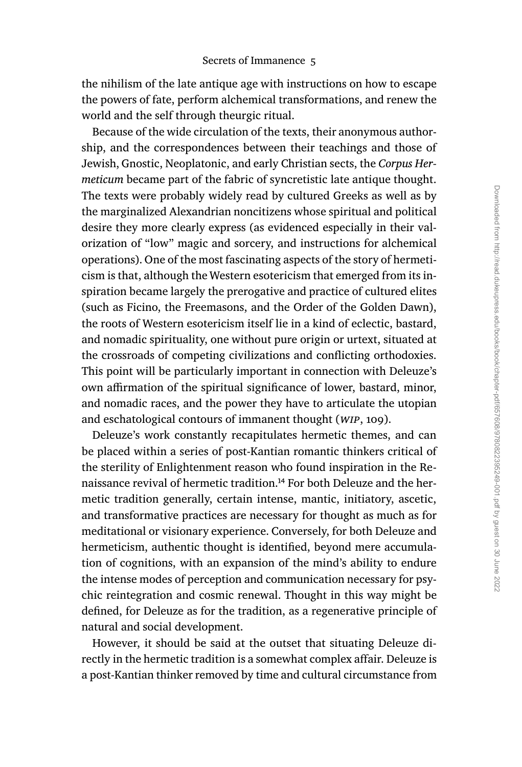the nihilism of the late antique age with instructions on how to escape the powers of fate, perform alchemical transformations, and renew the world and the self through theurgic ritual.

Because of the wide circulation of the texts, their anonymous authorship, and the correspondences between their teachings and those of Jewish, Gnostic, Neoplatonic, and early Christian sects, the *Corpus Hermeticum* became part of the fabric of syncretistic late antique thought. The texts were probably widely read by cultured Greeks as well as by the marginalized Alexandrian noncitizens whose spiritual and political desire they more clearly express (as evidenced especially in their valorization of "low" magic and sorcery, and instructions for alchemical operations). One of the most fascinating aspects of the story of hermeticism is that, although the Western esotericism that emerged from its inspiration became largely the prerogative and practice of cultured elites (such as Ficino, the Freemasons, and the Order of the Golden Dawn), the roots of Western esotericism itself lie in a kind of eclectic, bastard, and nomadic spirituality, one without pure origin or urtext, situated at the crossroads of competing civilizations and conflicting orthodoxies. This point will be particularly important in connection with Deleuze's own affirmation of the spiritual significance of lower, bastard, minor, and nomadic races, and the power they have to articulate the utopian and eschatological contours of immanent thought (*WIP*, 109).

Deleuze's work constantly recapitulates hermetic themes, and can be placed within a series of post-Kantian romantic thinkers critical of the sterility of Enlightenment reason who found inspiration in the Renaissance revival of hermetic tradition.[14] For both Deleuze and the hermetic tradition generally, certain intense, mantic, initiatory, ascetic, and transformative practices are necessary for thought as much as for meditational or visionary experience. Conversely, for both Deleuze and hermeticism, authentic thought is identified, beyond mere accumulation of cognitions, with an expansion of the mind's ability to endure the intense modes of perception and communication necessary for psychic reintegration and cosmic renewal. Thought in this way might be defined, for Deleuze as for the tradition, as a regenerative principle of natural and social development.

However, it should be said at the outset that situating Deleuze directly in the hermetic tradition is a somewhat complex affair. Deleuze is a post-Kantian thinker removed by time and cultural circumstance from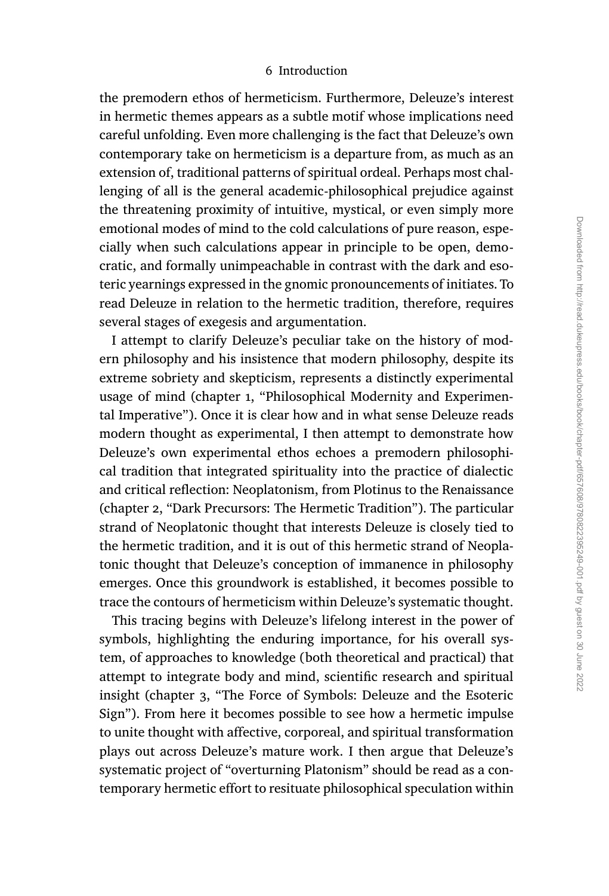the premodern ethos of hermeticism. Furthermore, Deleuze's interest in hermetic themes appears as a subtle motif whose implications need careful unfolding. Even more challenging is the fact that Deleuze's own contemporary take on hermeticism is a departure from, as much as an extension of, traditional patterns of spiritual ordeal. Perhaps most challenging of all is the general academic-philosophical prejudice against the threatening proximity of intuitive, mystical, or even simply more emotional modes of mind to the cold calculations of pure reason, especially when such calculations appear in principle to be open, democratic, and formally unimpeachable in contrast with the dark and esoteric yearnings expressed in the gnomic pronouncements of initiates. To read Deleuze in relation to the hermetic tradition, therefore, requires several stages of exegesis and argumentation.

I attempt to clarify Deleuze's peculiar take on the history of modern philosophy and his insistence that modern philosophy, despite its extreme sobriety and skepticism, represents a distinctly experimental usage of mind (chapter 1, "Philosophical Modernity and Experimental Imperative"). Once it is clear how and in what sense Deleuze reads modern thought as experimental, I then attempt to demonstrate how Deleuze's own experimental ethos echoes a premodern philosophical tradition that integrated spirituality into the practice of dialectic and critical reflection: Neoplatonism, from Plotinus to the Renaissance (chapter 2, "Dark Precursors: The Hermetic Tradition"). The particular strand of Neoplatonic thought that interests Deleuze is closely tied to the hermetic tradition, and it is out of this hermetic strand of Neoplatonic thought that Deleuze's conception of immanence in philosophy emerges. Once this groundwork is established, it becomes possible to trace the contours of hermeticism within Deleuze's systematic thought.

This tracing begins with Deleuze's lifelong interest in the power of symbols, highlighting the enduring importance, for his overall system, of approaches to knowledge (both theoretical and practical) that attempt to integrate body and mind, scientific research and spiritual insight (chapter 3, "The Force of Symbols: Deleuze and the Esoteric Sign"). From here it becomes possible to see how a hermetic impulse to unite thought with affective, corporeal, and spiritual transformation plays out across Deleuze's mature work. I then argue that Deleuze's systematic project of "overturning Platonism" should be read as a contemporary hermetic effort to resituate philosophical speculation within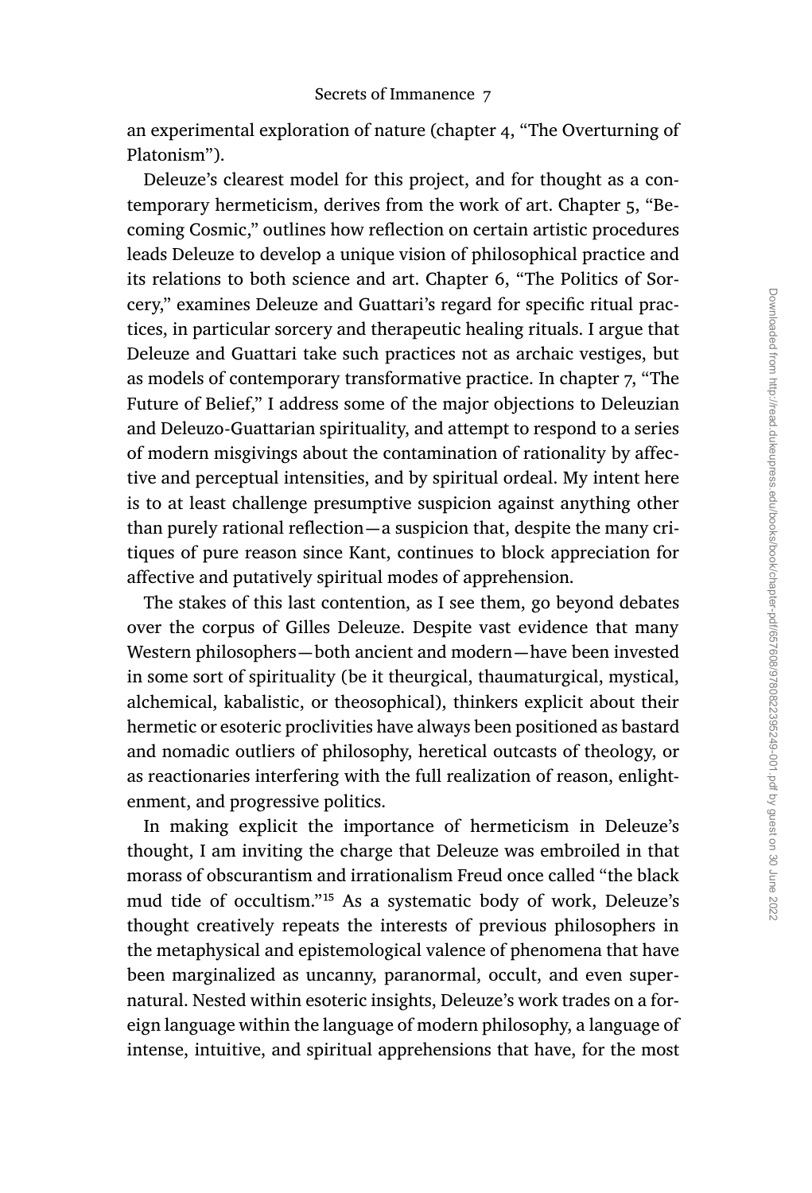an experimental exploration of nature (chapter 4, "The Overturning of Platonism").

Deleuze's clearest model for this project, and for thought as a contemporary hermeticism, derives from the work of art. Chapter 5, "Becoming Cosmic," outlines how reflection on certain artistic procedures leads Deleuze to develop a unique vision of philosophical practice and its relations to both science and art. Chapter 6, "The Politics of Sorcery," examines Deleuze and Guattari's regard for specific ritual practices, in particular sorcery and therapeutic healing rituals. I argue that Deleuze and Guattari take such practices not as archaic vestiges, but as models of contemporary transformative practice. In chapter 7, "The Future of Belief," I address some of the major objections to Deleuzian and Deleuzo-Guattarian spirituality, and attempt to respond to a series of modern misgivings about the contamination of rationality by affective and perceptual intensities, and by spiritual ordeal. My intent here is to at least challenge presumptive suspicion against anything other than purely rational reflection—a suspicion that, despite the many critiques of pure reason since Kant, continues to block appreciation for affective and putatively spiritual modes of apprehension.

The stakes of this last contention, as I see them, go beyond debates over the corpus of Gilles Deleuze. Despite vast evidence that many Western philosophers—both ancient and modern—have been invested in some sort of spirituality (be it theurgical, thaumaturgical, mystical, alchemical, kabalistic, or theosophical), thinkers explicit about their hermetic or esoteric proclivities have always been positioned as bastard and nomadic outliers of philosophy, heretical outcasts of theology, or as reactionaries interfering with the full realization of reason, enlightenment, and progressive politics.

In making explicit the importance of hermeticism in Deleuze's thought, I am inviting the charge that Deleuze was embroiled in that morass of obscurantism and irrationalism Freud once called "the black mud tide of occultism."[15] As a systematic body of work, Deleuze's thought creatively repeats the interests of previous philosophers in the metaphysical and epistemological valence of phenomena that have been marginalized as uncanny, paranormal, occult, and even supernatural. Nested within esoteric insights, Deleuze's work trades on a foreign language within the language of modern philosophy, a language of intense, intuitive, and spiritual apprehensions that have, for the most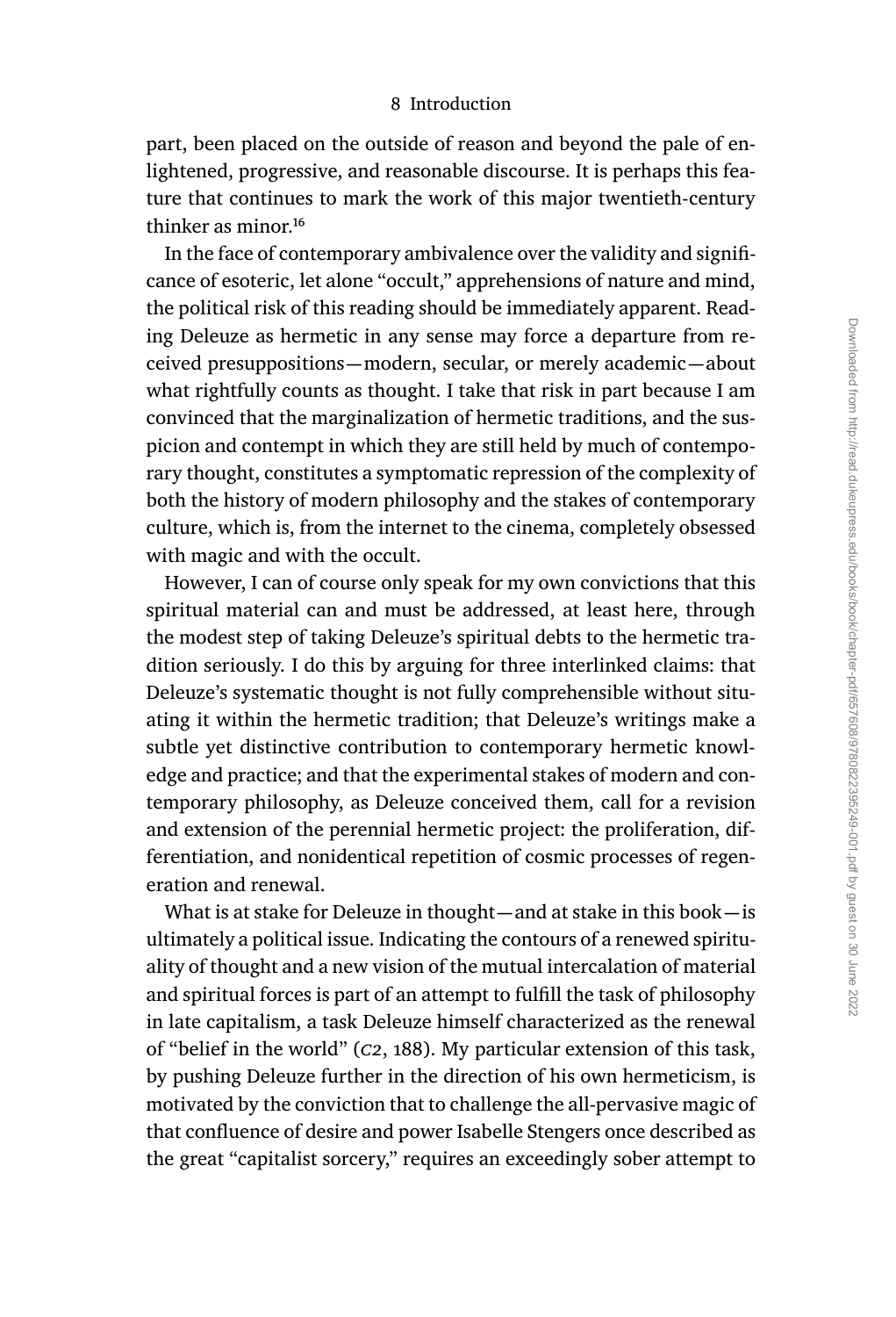part, been placed on the outside of reason and beyond the pale of enlightened, progressive, and reasonable discourse. It is perhaps this feature that continues to mark the work of this major twentieth-century thinker as minor.[16]

In the face of contemporary ambivalence over the validity and significance of esoteric, let alone "occult," apprehensions of nature and mind, the political risk of this reading should be immediately apparent. Reading Deleuze as hermetic in any sense may force a departure from received presuppositions—modern, secular, or merely academic—about what rightfully counts as thought. I take that risk in part because I am convinced that the marginalization of hermetic traditions, and the suspicion and contempt in which they are still held by much of contemporary thought, constitutes a symptomatic repression of the complexity of both the history of modern philosophy and the stakes of contemporary culture, which is, from the internet to the cinema, completely obsessed with magic and with the occult.

However, I can of course only speak for my own convictions that this spiritual material can and must be addressed, at least here, through the modest step of taking Deleuze's spiritual debts to the hermetic tradition seriously. I do this by arguing for three interlinked claims: that Deleuze's systematic thought is not fully comprehensible without situating it within the hermetic tradition; that Deleuze's writings make a subtle yet distinctive contribution to contemporary hermetic knowledge and practice; and that the experimental stakes of modern and contemporary philosophy, as Deleuze conceived them, call for a revision and extension of the perennial hermetic project: the proliferation, differentiation, and nonidentical repetition of cosmic processes of regeneration and renewal.

What is at stake for Deleuze in thought—and at stake in this book—is ultimately a political issue. Indicating the contours of a renewed spirituality of thought and a new vision of the mutual intercalation of material and spiritual forces is part of an attempt to fulfill the task of philosophy in late capitalism, a task Deleuze himself characterized as the renewal of "belief in the world" (*C2*, 188). My particular extension of this task, by pushing Deleuze further in the direction of his own hermeticism, is motivated by the conviction that to challenge the all-pervasive magic of that confluence of desire and power Isabelle Stengers once described as the great "capitalist sorcery," requires an exceedingly sober attempt to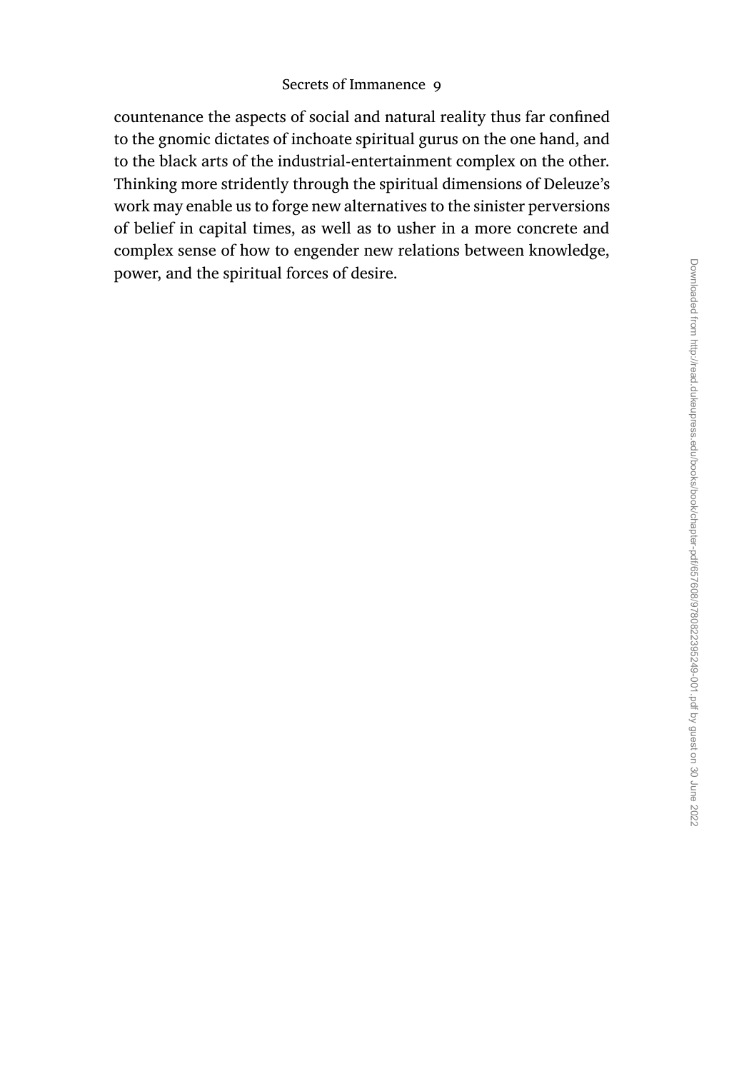countenance the aspects of social and natural reality thus far confined to the gnomic dictates of inchoate spiritual gurus on the one hand, and to the black arts of the industrial-entertainment complex on the other. Thinking more stridently through the spiritual dimensions of Deleuze's work may enable us to forge new alternatives to the sinister perversions of belief in capital times, as well as to usher in a more concrete and complex sense of how to engender new relations between knowledge, power, and the spiritual forces of desire.